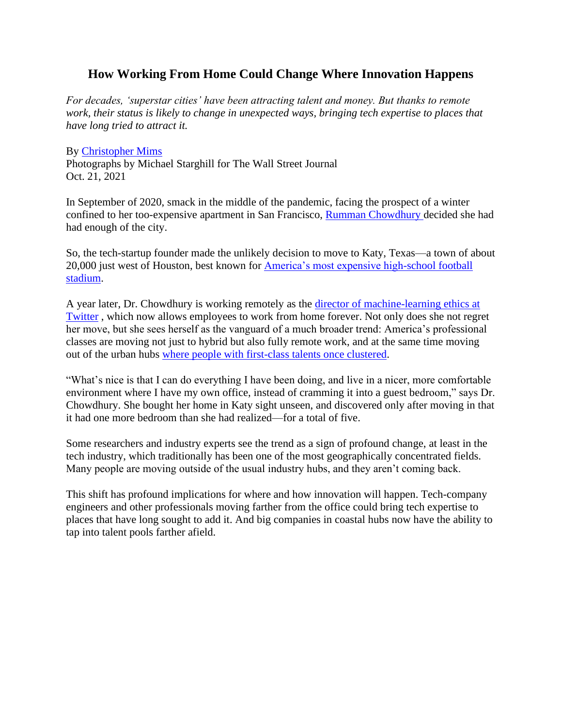# How Working From Home Could Change Where Innovation Happens

*For decades, 'superstar cities' have been attracting talent and money. But thanks to remote work, their status is likely to change in unexpected ways, bringing tech expertise to places that have long tried to attract it.*

By Christopher Mims
Photographs by Michael Starghill for The Wall Street Journal
Oct. 21, 2021

In September of 2020, smack in the middle of the pandemic, facing the prospect of a winter confined to her too-expensive apartment in San Francisco, Rumman Chowdhury decided she had had enough of the city.

So, the tech-startup founder made the unlikely decision to move to Katy, Texas—a town of about 20,000 just west of Houston, best known for America's most expensive high-school football stadium.

A year later, Dr. Chowdhury is working remotely as the director of machine-learning ethics at Twitter , which now allows employees to work from home forever. Not only does she not regret her move, but she sees herself as the vanguard of a much broader trend: America's professional classes are moving not just to hybrid but also fully remote work, and at the same time moving out of the urban hubs where people with first-class talents once clustered.

"What's nice is that I can do everything I have been doing, and live in a nicer, more comfortable environment where I have my own office, instead of cramming it into a guest bedroom," says Dr. Chowdhury. She bought her home in Katy sight unseen, and discovered only after moving in that it had one more bedroom than she had realized—for a total of five.

Some researchers and industry experts see the trend as a sign of profound change, at least in the tech industry, which traditionally has been one of the most geographically concentrated fields. Many people are moving outside of the usual industry hubs, and they aren't coming back.

This shift has profound implications for where and how innovation will happen. Tech-company engineers and other professionals moving farther from the office could bring tech expertise to places that have long sought to add it. And big companies in coastal hubs now have the ability to tap into talent pools farther afield.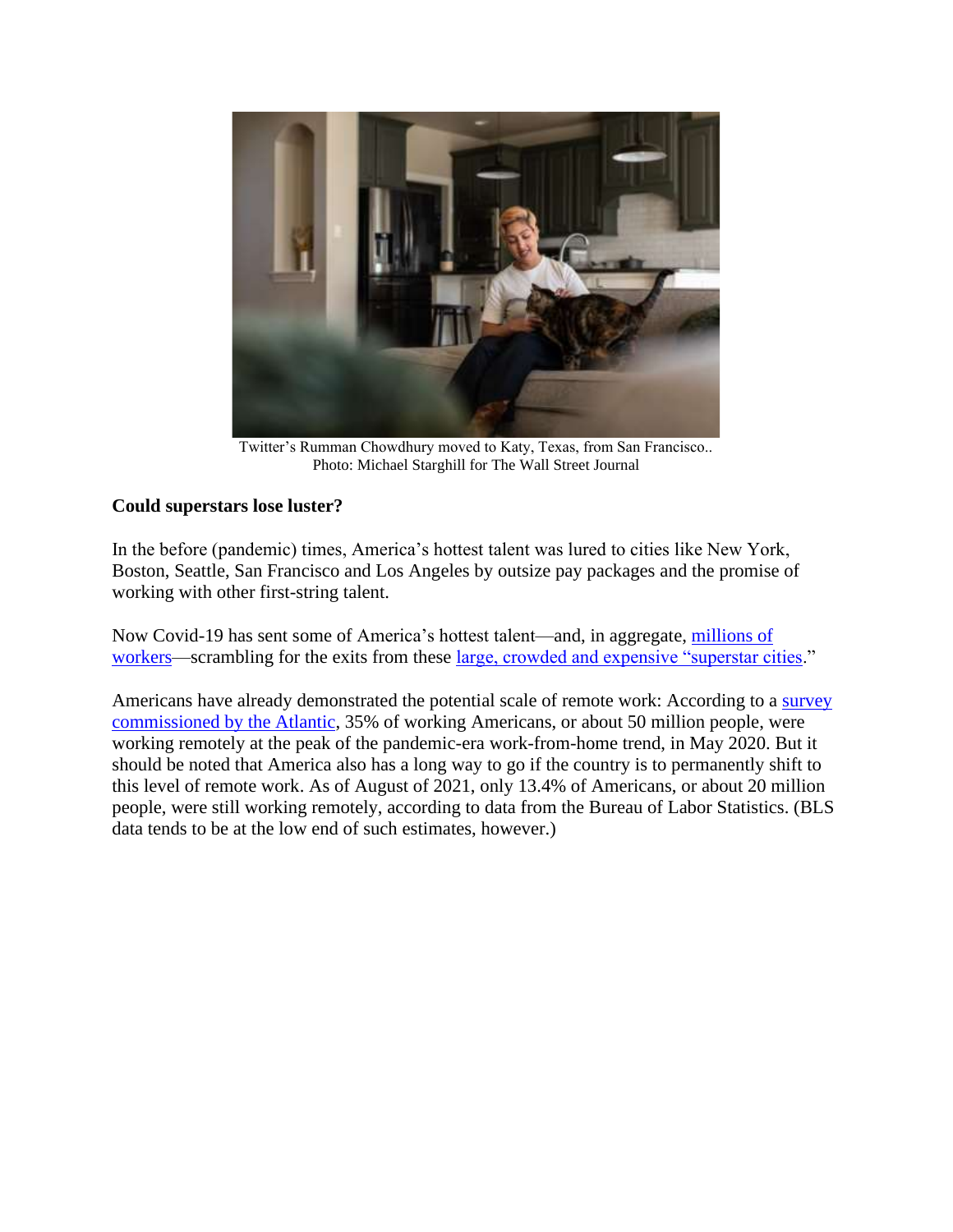Twitter's Rumman Chowdhury moved to Katy, Texas, from San Francisco..
Photo: Michael Starghill for The Wall Street Journal

**Could superstars lose luster?**

In the before (pandemic) times, America's hottest talent was lured to cities like New York, Boston, Seattle, San Francisco and Los Angeles by outsize pay packages and the promise of working with other first-string talent.

Now Covid-19 has sent some of America's hottest talent—and, in aggregate, millions of workers—scrambling for the exits from these large, crowded and expensive "superstar cities."

Americans have already demonstrated the potential scale of remote work: According to a survey commissioned by the Atlantic, 35% of working Americans, or about 50 million people, were working remotely at the peak of the pandemic-era work-from-home trend, in May 2020. But it should be noted that America also has a long way to go if the country is to permanently shift to this level of remote work. As of August of 2021, only 13.4% of Americans, or about 20 million people, were still working remotely, according to data from the Bureau of Labor Statistics. (BLS data tends to be at the low end of such estimates, however.)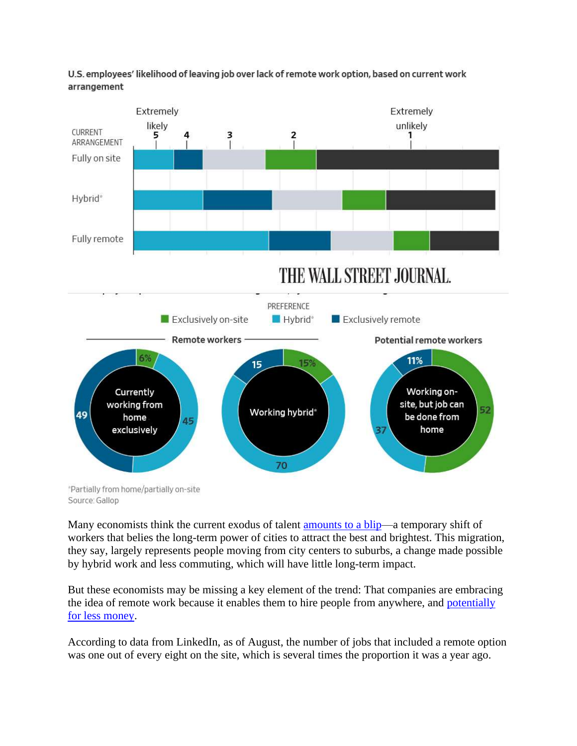U.S. employees' likelihood of leaving job over lack of remote work option, based on current work arrangement

Extremely likely 5 | 4 | 3 | 2 | Extremely unlikely 1

CURRENT ARRANGEMENT

Fully on site

Hybrid*

Fully remote

THE WALL STREET JOURNAL.

PREFERENCE

Exclusively on-site | Hybrid* | Exclusively remote

**Remote workers**

| Current arrangement | Exclusively on-site | Hybrid* | Exclusively remote |
|---|---|---|---|
| Currently working from home exclusively | 6% | 45 | 49 |
| Working hybrid* | 15% | 70 | 15 |

**Potential remote workers**

| Current arrangement | Exclusively on-site | Hybrid* | Exclusively remote |
|---|---|---|---|
| Working on-site, but job can be done from home | 52 | 37 | 11% |

*Partially from home/partially on-site
Source: Gallop

Many economists think the current exodus of talent amounts to a blip—a temporary shift of workers that belies the long-term power of cities to attract the best and brightest. This migration, they say, largely represents people moving from city centers to suburbs, a change made possible by hybrid work and less commuting, which will have little long-term impact.

But these economists may be missing a key element of the trend: That companies are embracing the idea of remote work because it enables them to hire people from anywhere, and potentially for less money.

According to data from LinkedIn, as of August, the number of jobs that included a remote option was one out of every eight on the site, which is several times the proportion it was a year ago.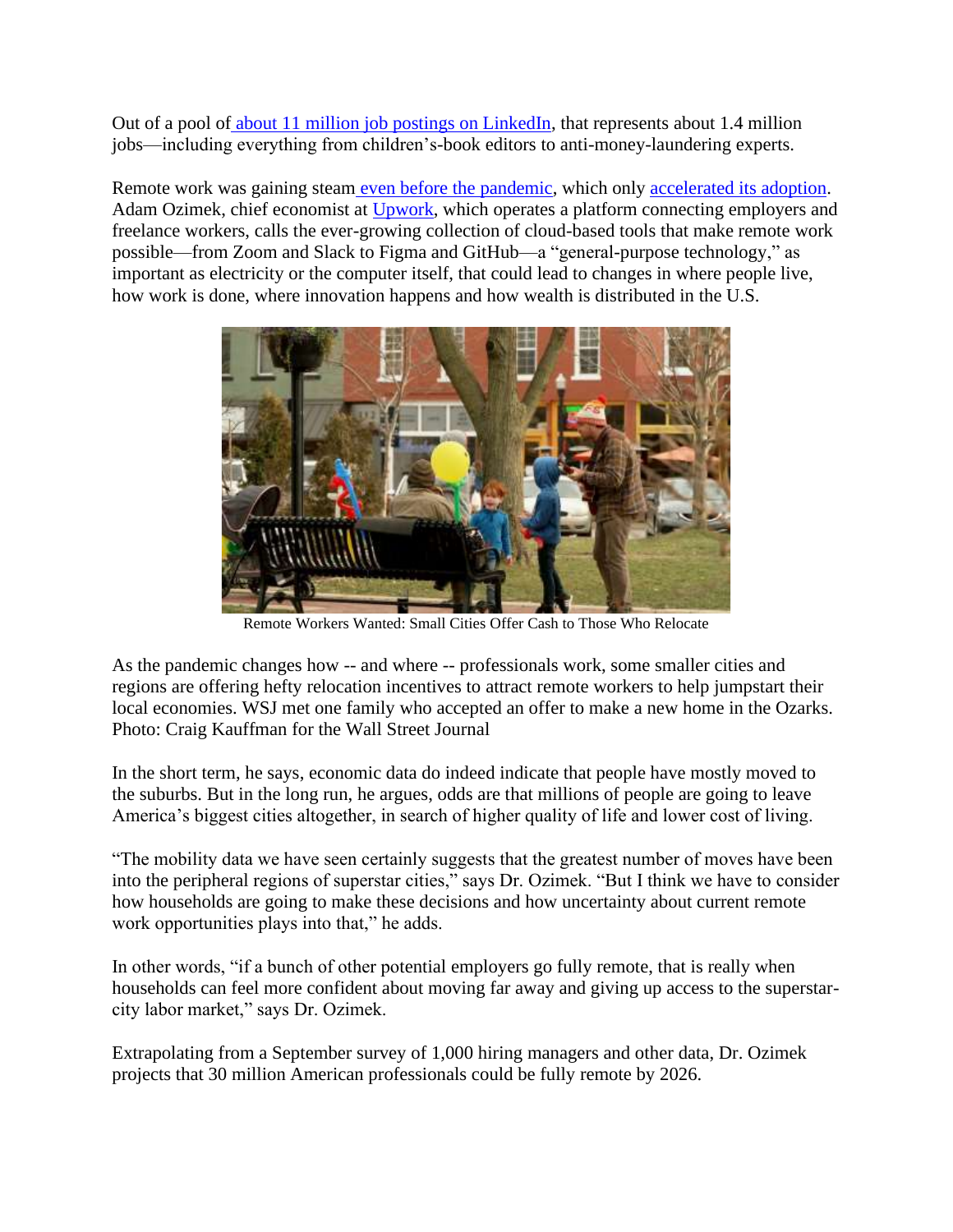Out of a pool of about 11 million job postings on LinkedIn, that represents about 1.4 million jobs—including everything from children's-book editors to anti-money-laundering experts.

Remote work was gaining steam even before the pandemic, which only accelerated its adoption. Adam Ozimek, chief economist at Upwork, which operates a platform connecting employers and freelance workers, calls the ever-growing collection of cloud-based tools that make remote work possible—from Zoom and Slack to Figma and GitHub—a "general-purpose technology," as important as electricity or the computer itself, that could lead to changes in where people live, how work is done, where innovation happens and how wealth is distributed in the U.S.

Remote Workers Wanted: Small Cities Offer Cash to Those Who Relocate

As the pandemic changes how -- and where -- professionals work, some smaller cities and regions are offering hefty relocation incentives to attract remote workers to help jumpstart their local economies. WSJ met one family who accepted an offer to make a new home in the Ozarks. Photo: Craig Kauffman for the Wall Street Journal

In the short term, he says, economic data do indeed indicate that people have mostly moved to the suburbs. But in the long run, he argues, odds are that millions of people are going to leave America's biggest cities altogether, in search of higher quality of life and lower cost of living.

"The mobility data we have seen certainly suggests that the greatest number of moves have been into the peripheral regions of superstar cities," says Dr. Ozimek. "But I think we have to consider how households are going to make these decisions and how uncertainty about current remote work opportunities plays into that," he adds.

In other words, "if a bunch of other potential employers go fully remote, that is really when households can feel more confident about moving far away and giving up access to the superstar-city labor market," says Dr. Ozimek.

Extrapolating from a September survey of 1,000 hiring managers and other data, Dr. Ozimek projects that 30 million American professionals could be fully remote by 2026.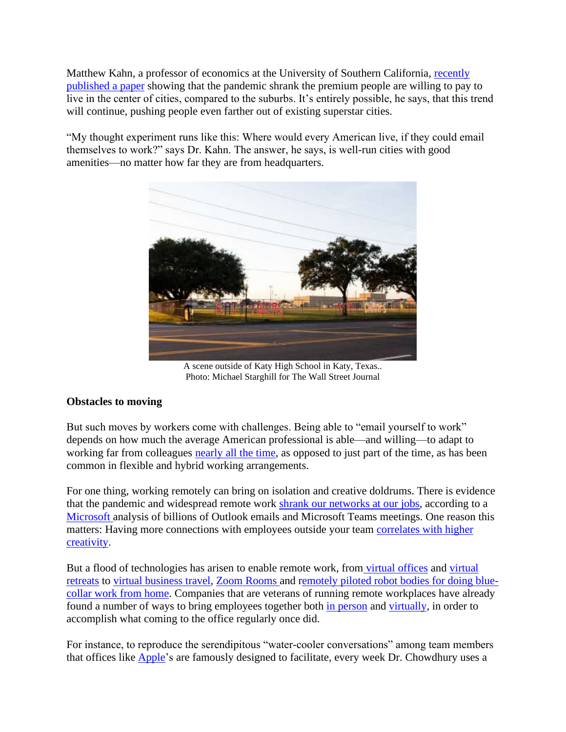Matthew Kahn, a professor of economics at the University of Southern California, recently published a paper showing that the pandemic shrank the premium people are willing to pay to live in the center of cities, compared to the suburbs. It's entirely possible, he says, that this trend will continue, pushing people even farther out of existing superstar cities.

"My thought experiment runs like this: Where would every American live, if they could email themselves to work?" says Dr. Kahn. The answer, he says, is well-run cities with good amenities—no matter how far they are from headquarters.

A scene outside of Katy High School in Katy, Texas..
Photo: Michael Starghill for The Wall Street Journal

**Obstacles to moving**

But such moves by workers come with challenges. Being able to "email yourself to work" depends on how much the average American professional is able—and willing—to adapt to working far from colleagues nearly all the time, as opposed to just part of the time, as has been common in flexible and hybrid working arrangements.

For one thing, working remotely can bring on isolation and creative doldrums. There is evidence that the pandemic and widespread remote work shrank our networks at our jobs, according to a Microsoft analysis of billions of Outlook emails and Microsoft Teams meetings. One reason this matters: Having more connections with employees outside your team correlates with higher creativity.

But a flood of technologies has arisen to enable remote work, from virtual offices and virtual retreats to virtual business travel, Zoom Rooms and remotely piloted robot bodies for doing blue-collar work from home. Companies that are veterans of running remote workplaces have already found a number of ways to bring employees together both in person and virtually, in order to accomplish what coming to the office regularly once did.

For instance, to reproduce the serendipitous "water-cooler conversations" among team members that offices like Apple's are famously designed to facilitate, every week Dr. Chowdhury uses a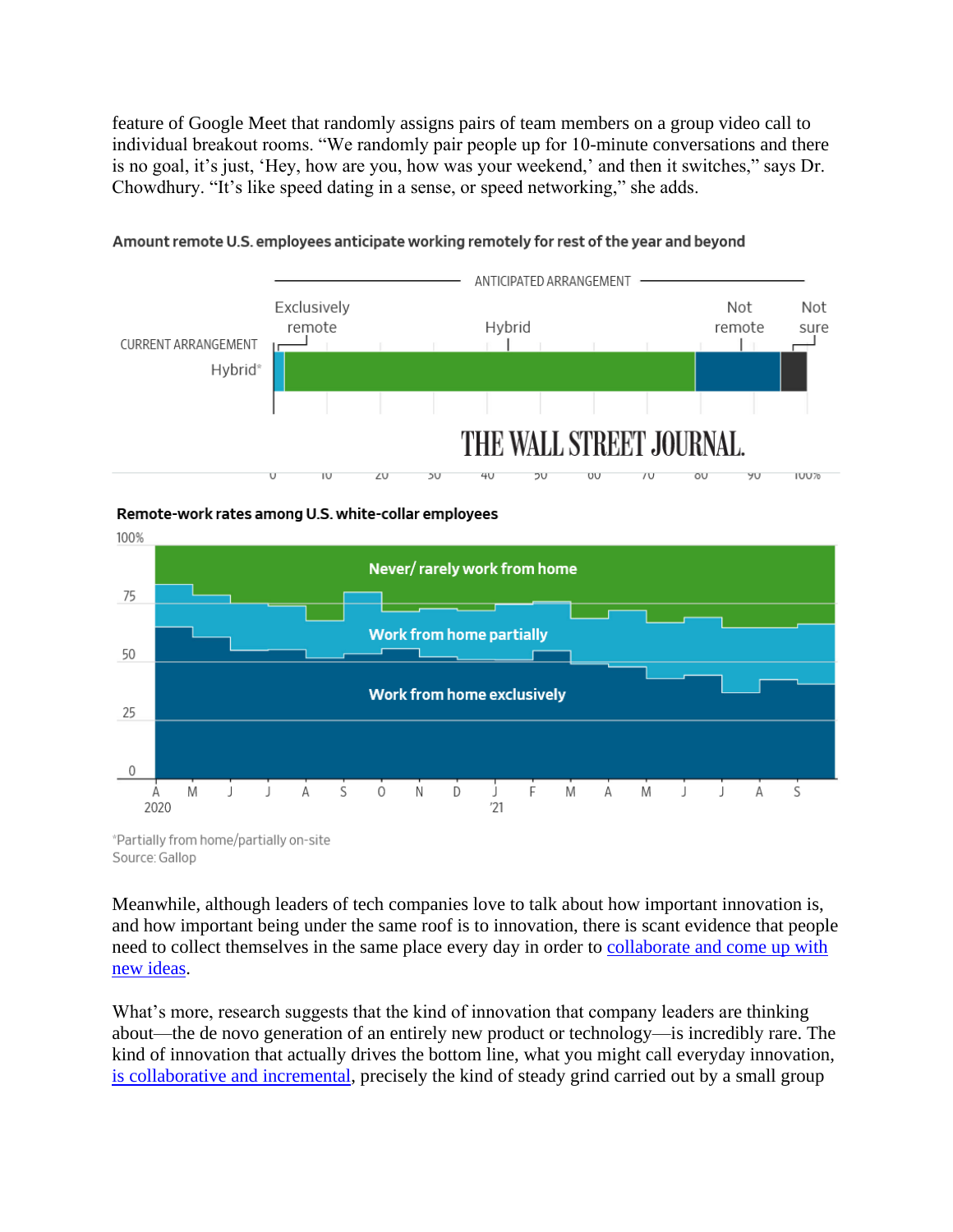feature of Google Meet that randomly assigns pairs of team members on a group video call to individual breakout rooms. "We randomly pair people up for 10-minute conversations and there is no goal, it's just, 'Hey, how are you, how was your weekend,' and then it switches," says Dr. Chowdhury. "It's like speed dating in a sense, or speed networking," she adds.

**Amount remote U.S. employees anticipate working remotely for rest of the year and beyond**

ANTICIPATED ARRANGEMENT

CURRENT ARRANGEMENT: Hybrid* — Exclusively remote | Hybrid | Not remote | Not sure

**Remote-work rates among U.S. white-collar employees**

Never/ rarely work from home

Work from home partially

Work from home exclusively

*Partially from home/partially on-site
Source: Gallop

Meanwhile, although leaders of tech companies love to talk about how important innovation is, and how important being under the same roof is to innovation, there is scant evidence that people need to collect themselves in the same place every day in order to collaborate and come up with new ideas.

What's more, research suggests that the kind of innovation that company leaders are thinking about—the de novo generation of an entirely new product or technology—is incredibly rare. The kind of innovation that actually drives the bottom line, what you might call everyday innovation, is collaborative and incremental, precisely the kind of steady grind carried out by a small group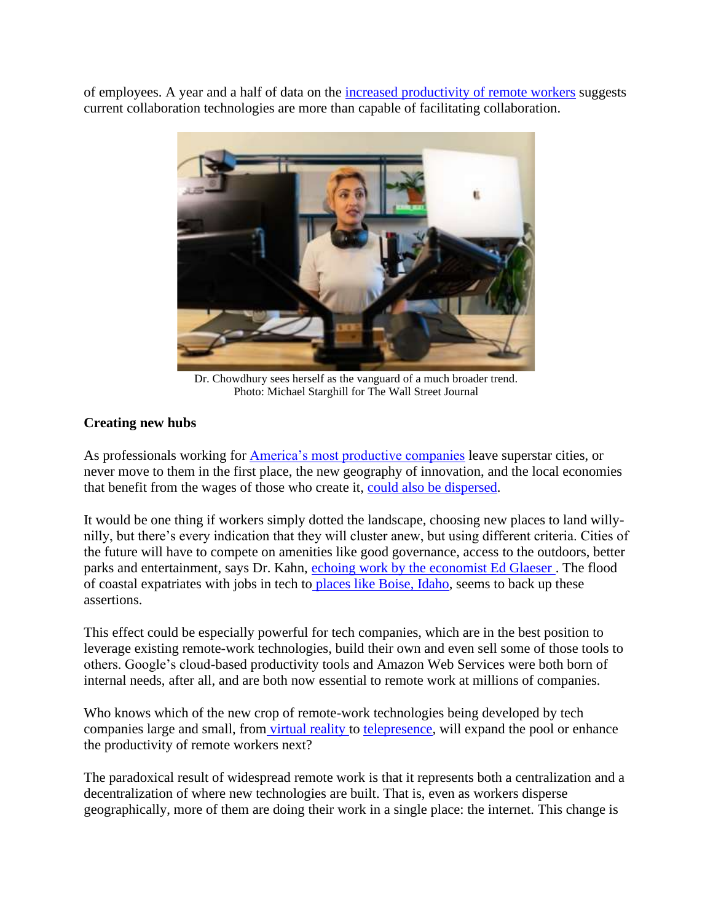of employees. A year and a half of data on the increased productivity of remote workers suggests current collaboration technologies are more than capable of facilitating collaboration.

Dr. Chowdhury sees herself as the vanguard of a much broader trend.
Photo: Michael Starghill for The Wall Street Journal

**Creating new hubs**

As professionals working for America's most productive companies leave superstar cities, or never move to them in the first place, the new geography of innovation, and the local economies that benefit from the wages of those who create it, could also be dispersed.

It would be one thing if workers simply dotted the landscape, choosing new places to land willy-nilly, but there's every indication that they will cluster anew, but using different criteria. Cities of the future will have to compete on amenities like good governance, access to the outdoors, better parks and entertainment, says Dr. Kahn, echoing work by the economist Ed Glaeser. The flood of coastal expatriates with jobs in tech to places like Boise, Idaho, seems to back up these assertions.

This effect could be especially powerful for tech companies, which are in the best position to leverage existing remote-work technologies, build their own and even sell some of those tools to others. Google's cloud-based productivity tools and Amazon Web Services were both born of internal needs, after all, and are both now essential to remote work at millions of companies.

Who knows which of the new crop of remote-work technologies being developed by tech companies large and small, from virtual reality to telepresence, will expand the pool or enhance the productivity of remote workers next?

The paradoxical result of widespread remote work is that it represents both a centralization and a decentralization of where new technologies are built. That is, even as workers disperse geographically, more of them are doing their work in a single place: the internet. This change is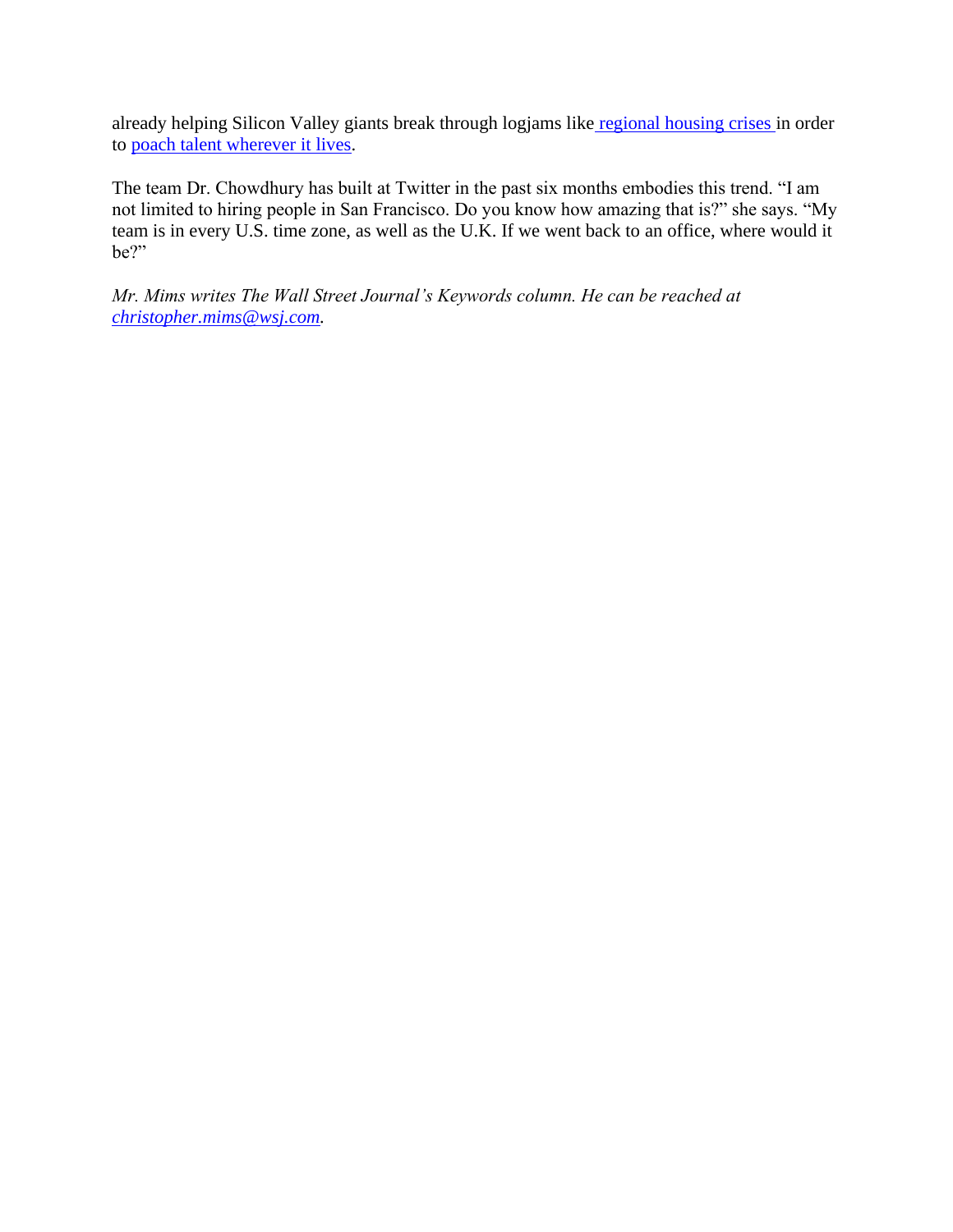already helping Silicon Valley giants break through logjams like regional housing crises in order to poach talent wherever it lives.

The team Dr. Chowdhury has built at Twitter in the past six months embodies this trend. “I am not limited to hiring people in San Francisco. Do you know how amazing that is?” she says. “My team is in every U.S. time zone, as well as the U.K. If we went back to an office, where would it be?”

*Mr. Mims writes The Wall Street Journal’s Keywords column. He can be reached at christopher.mims@wsj.com.*